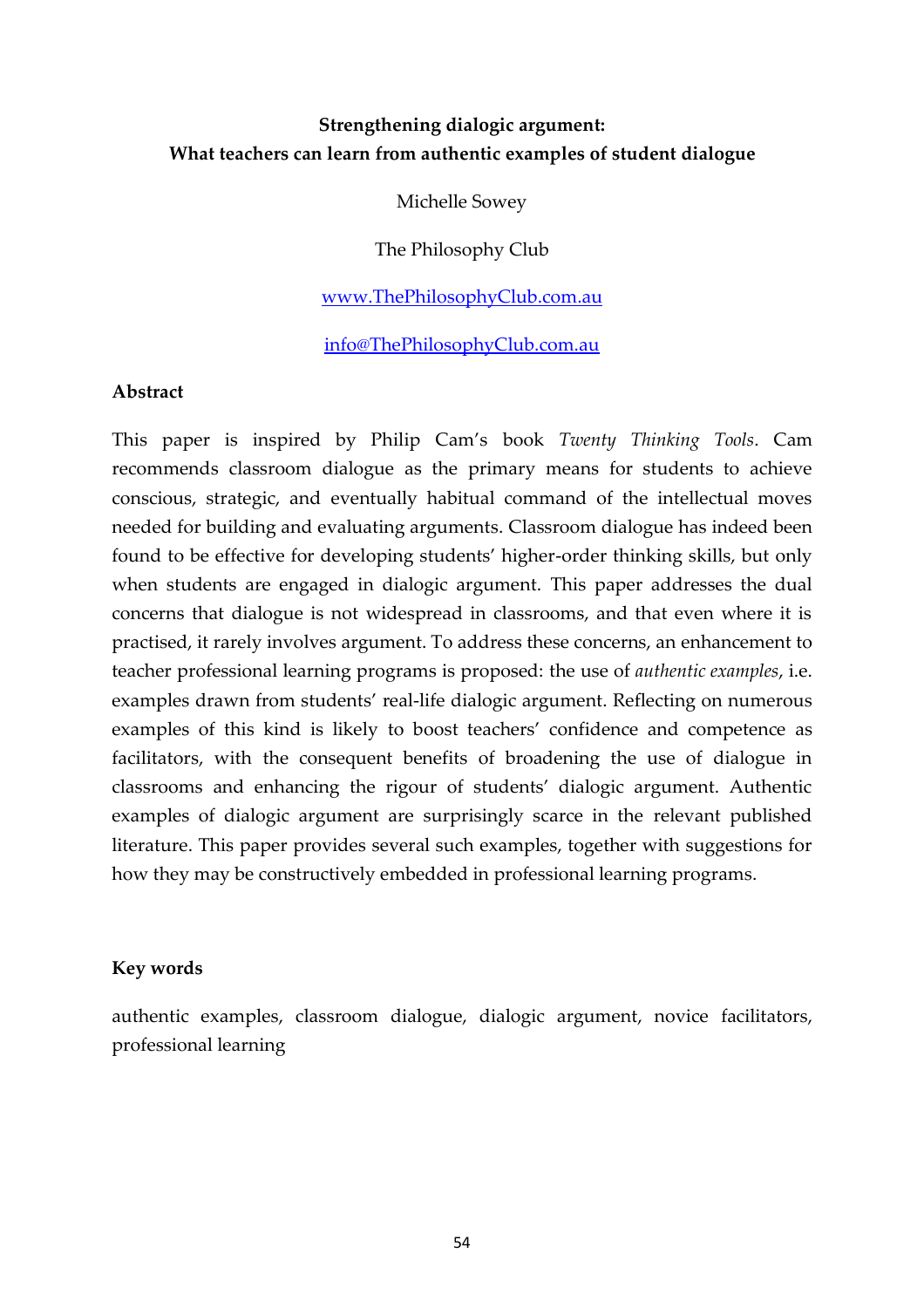# Strengthening dialogic argument: What teachers can learn from authentic examples of student dialogue

Michelle Sowey

The Philosophy Club

[www.ThePhilosophyClub.com.au](http://www.ThePhilosophyClub.com.au)

[info@ThePhilosophyClub.com.au](mailto:info@ThePhilosophyClub.com.au)

## Abstract

This paper is inspired by Philip Cam's book *Twenty Thinking Tools*. Cam recommends classroom dialogue as the primary means for students to achieve conscious, strategic, and eventually habitual command of the intellectual moves needed for building and evaluating arguments. Classroom dialogue has indeed been found to be effective for developing students' higher-order thinking skills, but only when students are engaged in dialogic argument. This paper addresses the dual concerns that dialogue is not widespread in classrooms, and that even where it is practised, it rarely involves argument. To address these concerns, an enhancement to teacher professional learning programs is proposed: the use of *authentic examples*, i.e. examples drawn from students' real-life dialogic argument. Reflecting on numerous examples of this kind is likely to boost teachers' confidence and competence as facilitators, with the consequent benefits of broadening the use of dialogue in classrooms and enhancing the rigour of students' dialogic argument. Authentic examples of dialogic argument are surprisingly scarce in the relevant published literature. This paper provides several such examples, together with suggestions for how they may be constructively embedded in professional learning programs.

## Key words

authentic examples, classroom dialogue, dialogic argument, novice facilitators, professional learning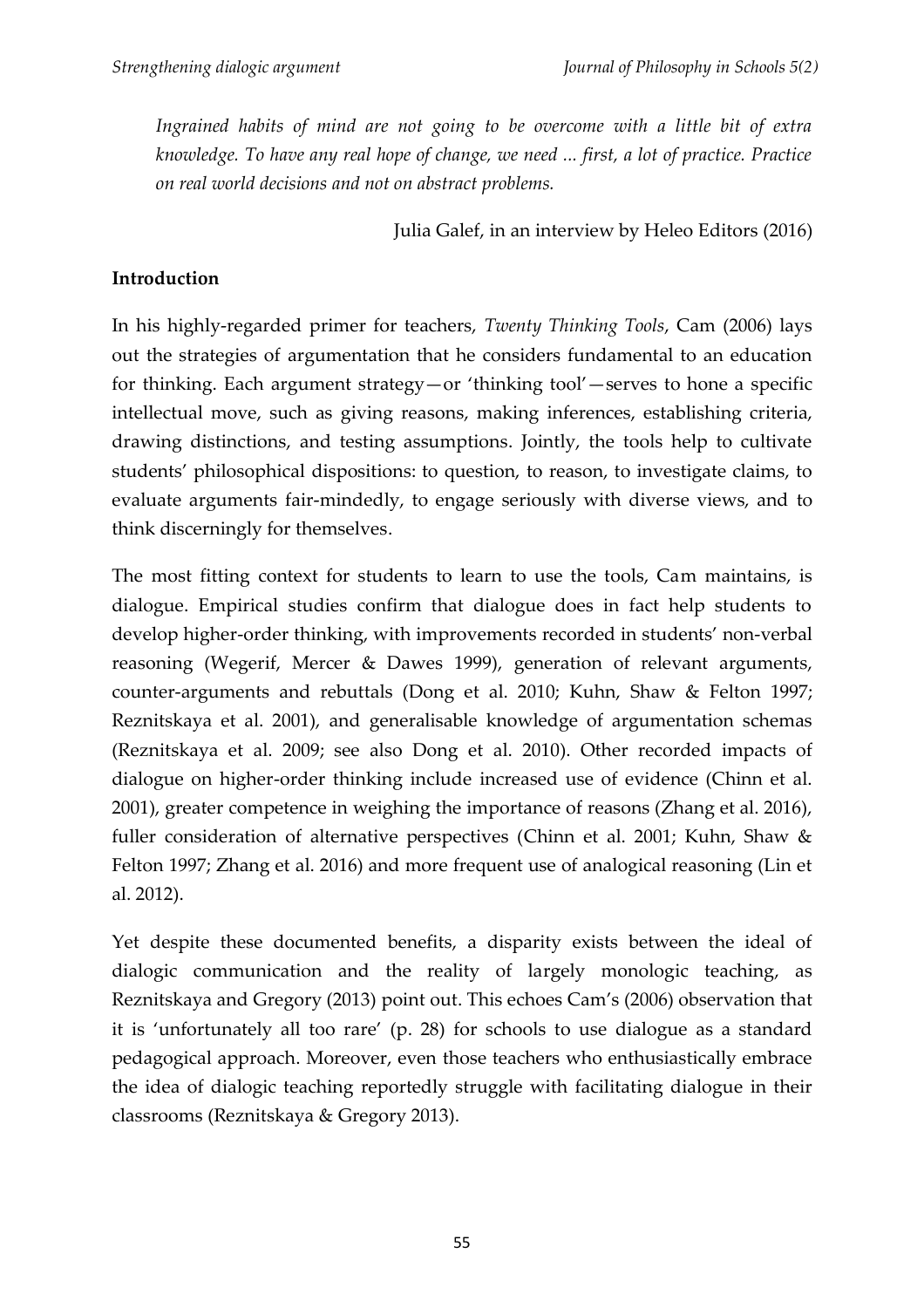*Ingrained habits of mind are not going to be overcome with a little bit of extra knowledge. To have any real hope of change, we need ... first, a lot of practice. Practice on real world decisions and not on abstract problems.*

Julia Galef, in an interview by Heleo Editors (2016)

## Introduction

In his highly-regarded primer for teachers, *Twenty Thinking Tools*, Cam (2006) lays out the strategies of argumentation that he considers fundamental to an education for thinking. Each argument strategy—or 'thinking tool'—serves to hone a specific intellectual move, such as giving reasons, making inferences, establishing criteria, drawing distinctions, and testing assumptions. Jointly, the tools help to cultivate students' philosophical dispositions: to question, to reason, to investigate claims, to evaluate arguments fair-mindedly, to engage seriously with diverse views, and to think discerningly for themselves.

The most fitting context for students to learn to use the tools, Cam maintains, is dialogue. Empirical studies confirm that dialogue does in fact help students to develop higher-order thinking, with improvements recorded in students' non-verbal reasoning (Wegerif, Mercer & Dawes 1999), generation of relevant arguments, counter-arguments and rebuttals (Dong et al. 2010; Kuhn, Shaw & Felton 1997; Reznitskaya et al. 2001), and generalisable knowledge of argumentation schemas (Reznitskaya et al. 2009; see also Dong et al. 2010). Other recorded impacts of dialogue on higher-order thinking include increased use of evidence (Chinn et al. 2001), greater competence in weighing the importance of reasons (Zhang et al. 2016), fuller consideration of alternative perspectives (Chinn et al. 2001; Kuhn, Shaw & Felton 1997; Zhang et al. 2016) and more frequent use of analogical reasoning (Lin et al. 2012).

Yet despite these documented benefits, a disparity exists between the ideal of dialogic communication and the reality of largely monologic teaching, as Reznitskaya and Gregory (2013) point out. This echoes Cam's (2006) observation that it is 'unfortunately all too rare' (p. 28) for schools to use dialogue as a standard pedagogical approach. Moreover, even those teachers who enthusiastically embrace the idea of dialogic teaching reportedly struggle with facilitating dialogue in their classrooms (Reznitskaya & Gregory 2013).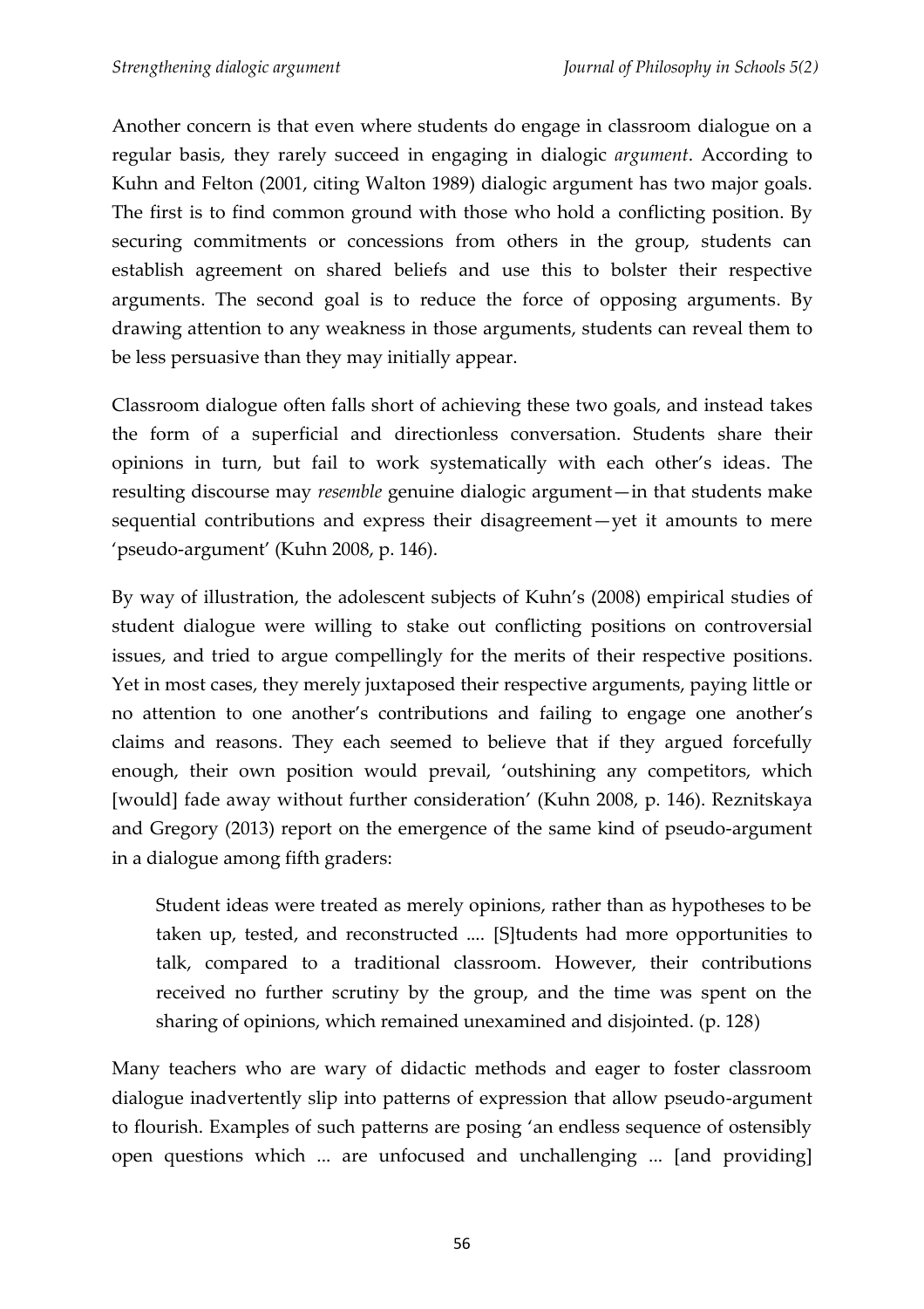Another concern is that even where students do engage in classroom dialogue on a regular basis, they rarely succeed in engaging in dialogic *argument*. According to Kuhn and Felton (2001, citing Walton 1989) dialogic argument has two major goals. The first is to find common ground with those who hold a conflicting position. By securing commitments or concessions from others in the group, students can establish agreement on shared beliefs and use this to bolster their respective arguments. The second goal is to reduce the force of opposing arguments. By drawing attention to any weakness in those arguments, students can reveal them to be less persuasive than they may initially appear.

Classroom dialogue often falls short of achieving these two goals, and instead takes the form of a superficial and directionless conversation. Students share their opinions in turn, but fail to work systematically with each other's ideas. The resulting discourse may *resemble* genuine dialogic argument—in that students make sequential contributions and express their disagreement—yet it amounts to mere 'pseudo-argument' (Kuhn 2008, p. 146).

By way of illustration, the adolescent subjects of Kuhn's (2008) empirical studies of student dialogue were willing to stake out conflicting positions on controversial issues, and tried to argue compellingly for the merits of their respective positions. Yet in most cases, they merely juxtaposed their respective arguments, paying little or no attention to one another's contributions and failing to engage one another's claims and reasons. They each seemed to believe that if they argued forcefully enough, their own position would prevail, 'outshining any competitors, which [would] fade away without further consideration' (Kuhn 2008, p. 146). Reznitskaya and Gregory (2013) report on the emergence of the same kind of pseudo-argument in a dialogue among fifth graders:

> Student ideas were treated as merely opinions, rather than as hypotheses to be taken up, tested, and reconstructed .... [S]tudents had more opportunities to talk, compared to a traditional classroom. However, their contributions received no further scrutiny by the group, and the time was spent on the sharing of opinions, which remained unexamined and disjointed. (p. 128)

Many teachers who are wary of didactic methods and eager to foster classroom dialogue inadvertently slip into patterns of expression that allow pseudo-argument to flourish. Examples of such patterns are posing 'an endless sequence of ostensibly open questions which ... are unfocused and unchallenging ... [and providing]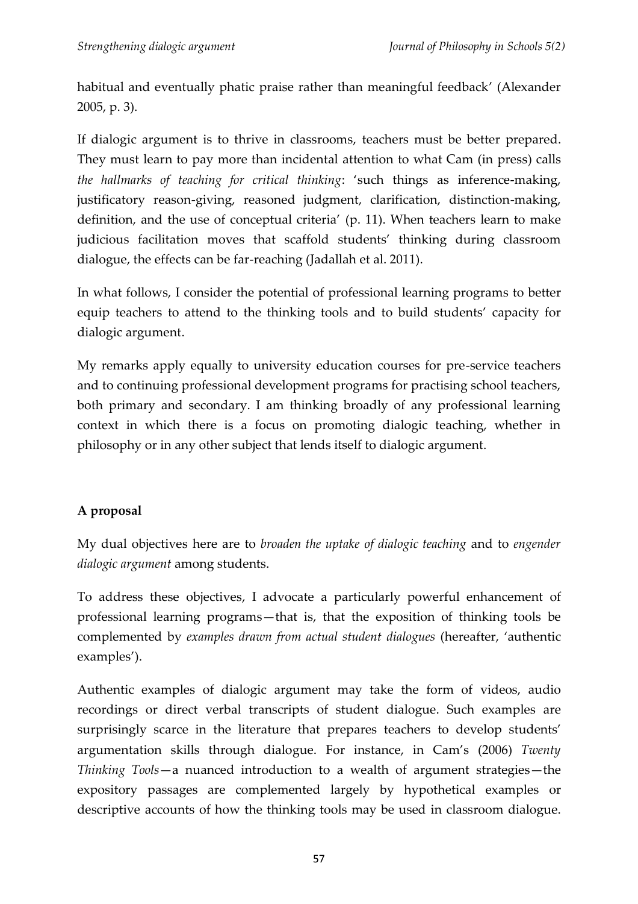habitual and eventually phatic praise rather than meaningful feedback' (Alexander 2005, p. 3).

If dialogic argument is to thrive in classrooms, teachers must be better prepared. They must learn to pay more than incidental attention to what Cam (in press) calls *the hallmarks of teaching for critical thinking*: 'such things as inference-making, justificatory reason-giving, reasoned judgment, clarification, distinction-making, definition, and the use of conceptual criteria' (p. 11). When teachers learn to make judicious facilitation moves that scaffold students' thinking during classroom dialogue, the effects can be far-reaching (Jadallah et al. 2011).

In what follows, I consider the potential of professional learning programs to better equip teachers to attend to the thinking tools and to build students' capacity for dialogic argument.

My remarks apply equally to university education courses for pre-service teachers and to continuing professional development programs for practising school teachers, both primary and secondary. I am thinking broadly of any professional learning context in which there is a focus on promoting dialogic teaching, whether in philosophy or in any other subject that lends itself to dialogic argument.

## A proposal

My dual objectives here are to *broaden the uptake of dialogic teaching* and to *engender dialogic argument* among students.

To address these objectives, I advocate a particularly powerful enhancement of professional learning programs—that is, that the exposition of thinking tools be complemented by *examples drawn from actual student dialogues* (hereafter, 'authentic examples').

Authentic examples of dialogic argument may take the form of videos, audio recordings or direct verbal transcripts of student dialogue. Such examples are surprisingly scarce in the literature that prepares teachers to develop students' argumentation skills through dialogue. For instance, in Cam's (2006) *Twenty Thinking Tools*—a nuanced introduction to a wealth of argument strategies—the expository passages are complemented largely by hypothetical examples or descriptive accounts of how the thinking tools may be used in classroom dialogue.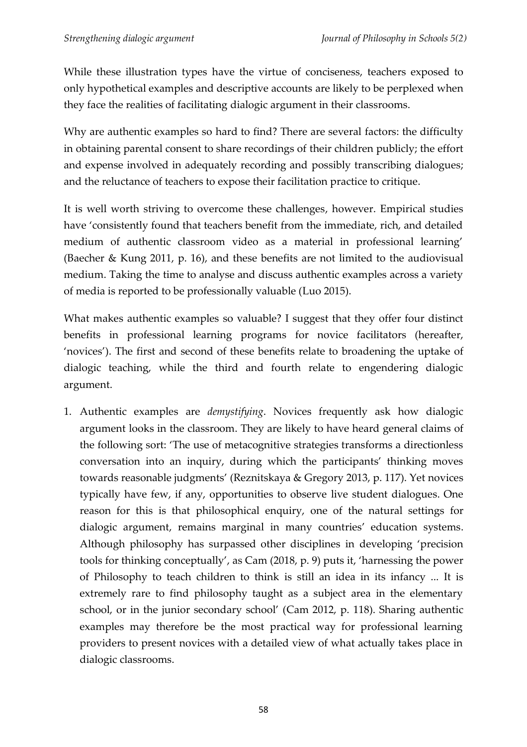While these illustration types have the virtue of conciseness, teachers exposed to only hypothetical examples and descriptive accounts are likely to be perplexed when they face the realities of facilitating dialogic argument in their classrooms.

Why are authentic examples so hard to find? There are several factors: the difficulty in obtaining parental consent to share recordings of their children publicly; the effort and expense involved in adequately recording and possibly transcribing dialogues; and the reluctance of teachers to expose their facilitation practice to critique.

It is well worth striving to overcome these challenges, however. Empirical studies have 'consistently found that teachers benefit from the immediate, rich, and detailed medium of authentic classroom video as a material in professional learning' (Baecher & Kung 2011, p. 16), and these benefits are not limited to the audiovisual medium. Taking the time to analyse and discuss authentic examples across a variety of media is reported to be professionally valuable (Luo 2015).

What makes authentic examples so valuable? I suggest that they offer four distinct benefits in professional learning programs for novice facilitators (hereafter, 'novices'). The first and second of these benefits relate to broadening the uptake of dialogic teaching, while the third and fourth relate to engendering dialogic argument.

1. Authentic examples are *demystifying*. Novices frequently ask how dialogic argument looks in the classroom. They are likely to have heard general claims of the following sort: 'The use of metacognitive strategies transforms a directionless conversation into an inquiry, during which the participants' thinking moves towards reasonable judgments' (Reznitskaya & Gregory 2013, p. 117). Yet novices typically have few, if any, opportunities to observe live student dialogues. One reason for this is that philosophical enquiry, one of the natural settings for dialogic argument, remains marginal in many countries' education systems. Although philosophy has surpassed other disciplines in developing 'precision tools for thinking conceptually', as Cam (2018, p. 9) puts it, 'harnessing the power of Philosophy to teach children to think is still an idea in its infancy ... It is extremely rare to find philosophy taught as a subject area in the elementary school, or in the junior secondary school' (Cam 2012, p. 118). Sharing authentic examples may therefore be the most practical way for professional learning providers to present novices with a detailed view of what actually takes place in dialogic classrooms.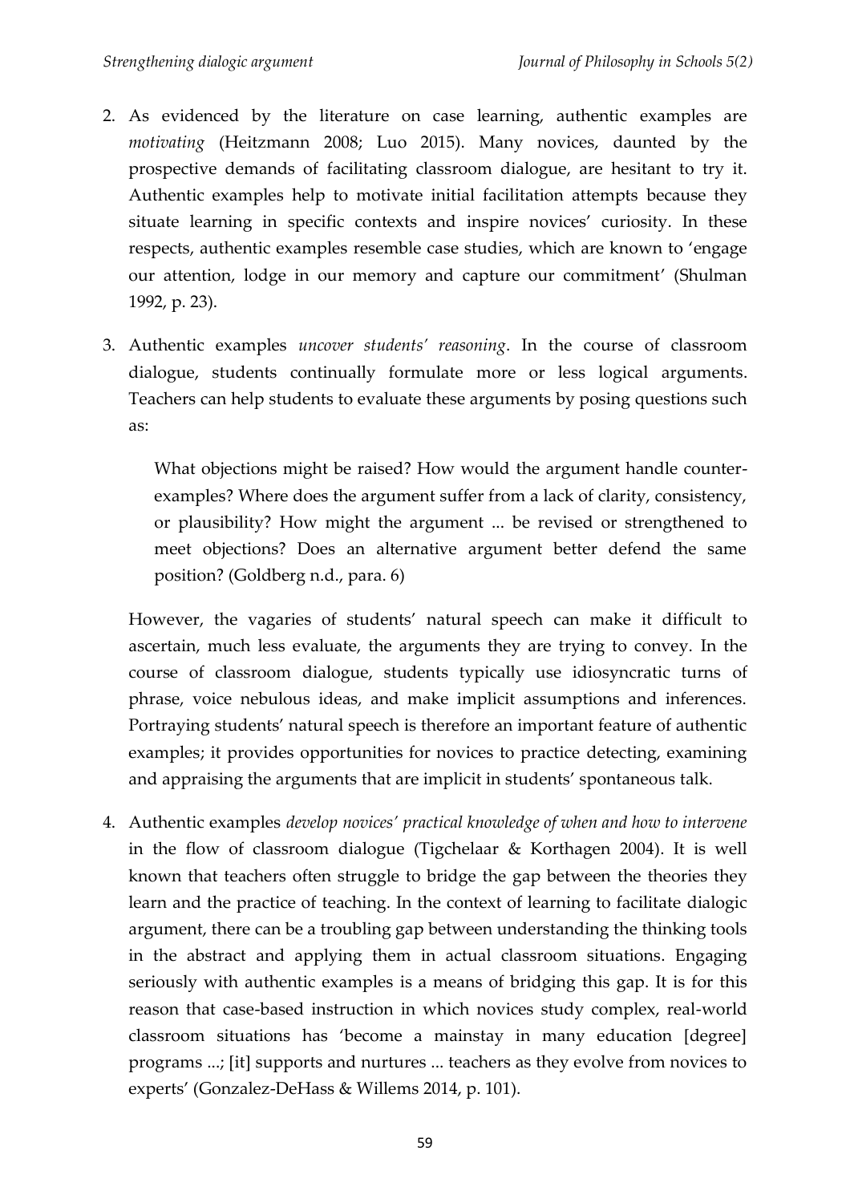2. As evidenced by the literature on case learning, authentic examples are *motivating* (Heitzmann 2008; Luo 2015). Many novices, daunted by the prospective demands of facilitating classroom dialogue, are hesitant to try it. Authentic examples help to motivate initial facilitation attempts because they situate learning in specific contexts and inspire novices' curiosity. In these respects, authentic examples resemble case studies, which are known to 'engage our attention, lodge in our memory and capture our commitment' (Shulman 1992, p. 23).

3. Authentic examples *uncover students' reasoning*. In the course of classroom dialogue, students continually formulate more or less logical arguments. Teachers can help students to evaluate these arguments by posing questions such as:

   > What objections might be raised? How would the argument handle counter-examples? Where does the argument suffer from a lack of clarity, consistency, or plausibility? How might the argument ... be revised or strengthened to meet objections? Does an alternative argument better defend the same position? (Goldberg n.d., para. 6)

   However, the vagaries of students' natural speech can make it difficult to ascertain, much less evaluate, the arguments they are trying to convey. In the course of classroom dialogue, students typically use idiosyncratic turns of phrase, voice nebulous ideas, and make implicit assumptions and inferences. Portraying students' natural speech is therefore an important feature of authentic examples; it provides opportunities for novices to practice detecting, examining and appraising the arguments that are implicit in students' spontaneous talk.

4. Authentic examples *develop novices' practical knowledge of when and how to intervene* in the flow of classroom dialogue (Tigchelaar & Korthagen 2004). It is well known that teachers often struggle to bridge the gap between the theories they learn and the practice of teaching. In the context of learning to facilitate dialogic argument, there can be a troubling gap between understanding the thinking tools in the abstract and applying them in actual classroom situations. Engaging seriously with authentic examples is a means of bridging this gap. It is for this reason that case-based instruction in which novices study complex, real-world classroom situations has 'become a mainstay in many education [degree] programs ...; [it] supports and nurtures ... teachers as they evolve from novices to experts' (Gonzalez-DeHass & Willems 2014, p. 101).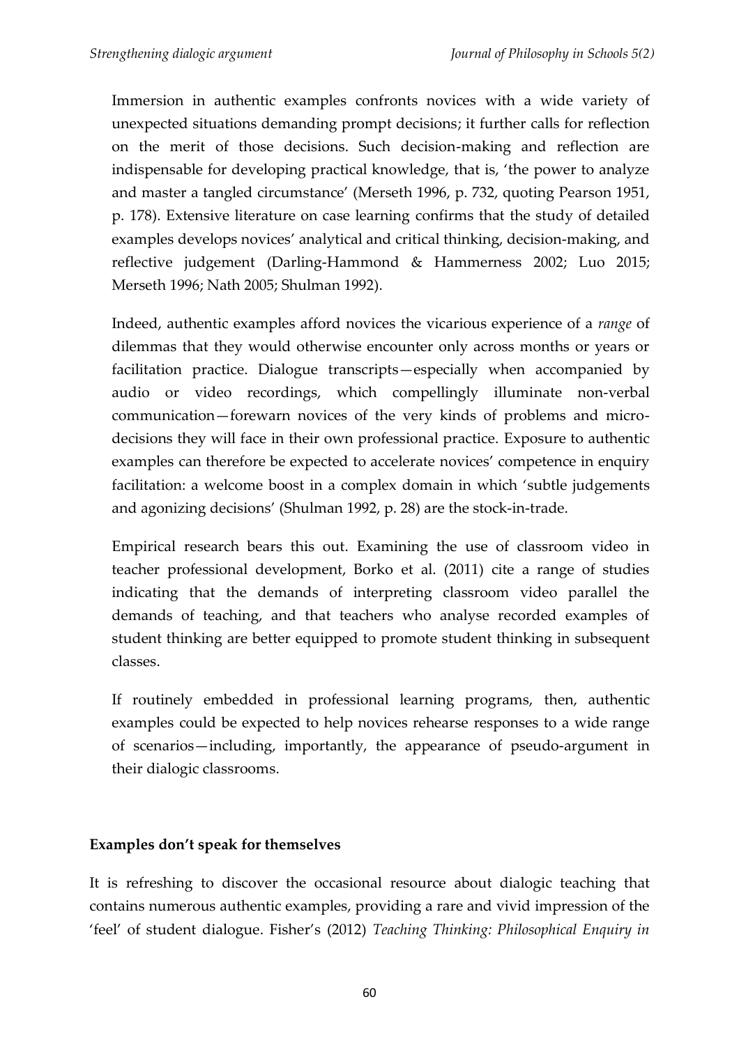Immersion in authentic examples confronts novices with a wide variety of unexpected situations demanding prompt decisions; it further calls for reflection on the merit of those decisions. Such decision-making and reflection are indispensable for developing practical knowledge, that is, 'the power to analyze and master a tangled circumstance' (Merseth 1996, p. 732, quoting Pearson 1951, p. 178). Extensive literature on case learning confirms that the study of detailed examples develops novices' analytical and critical thinking, decision-making, and reflective judgement (Darling-Hammond & Hammerness 2002; Luo 2015; Merseth 1996; Nath 2005; Shulman 1992).

Indeed, authentic examples afford novices the vicarious experience of a *range* of dilemmas that they would otherwise encounter only across months or years or facilitation practice. Dialogue transcripts—especially when accompanied by audio or video recordings, which compellingly illuminate non-verbal communication—forewarn novices of the very kinds of problems and micro-decisions they will face in their own professional practice. Exposure to authentic examples can therefore be expected to accelerate novices' competence in enquiry facilitation: a welcome boost in a complex domain in which 'subtle judgements and agonizing decisions' (Shulman 1992, p. 28) are the stock-in-trade.

Empirical research bears this out. Examining the use of classroom video in teacher professional development, Borko et al. (2011) cite a range of studies indicating that the demands of interpreting classroom video parallel the demands of teaching, and that teachers who analyse recorded examples of student thinking are better equipped to promote student thinking in subsequent classes.

If routinely embedded in professional learning programs, then, authentic examples could be expected to help novices rehearse responses to a wide range of scenarios—including, importantly, the appearance of pseudo-argument in their dialogic classrooms.

## Examples don't speak for themselves

It is refreshing to discover the occasional resource about dialogic teaching that contains numerous authentic examples, providing a rare and vivid impression of the 'feel' of student dialogue. Fisher's (2012) *Teaching Thinking: Philosophical Enquiry in*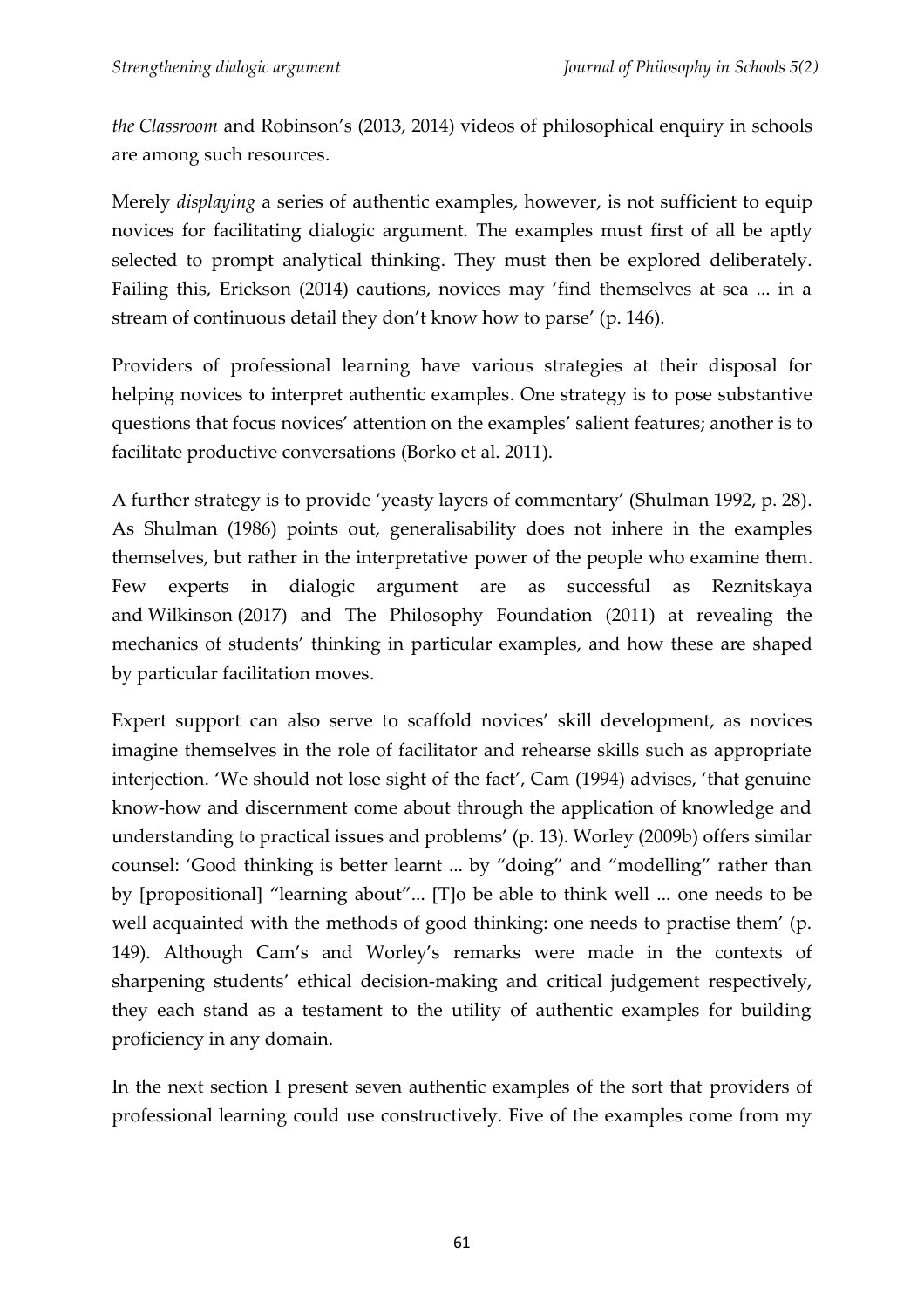*the Classroom* and Robinson's (2013, 2014) videos of philosophical enquiry in schools are among such resources.

Merely *displaying* a series of authentic examples, however, is not sufficient to equip novices for facilitating dialogic argument. The examples must first of all be aptly selected to prompt analytical thinking. They must then be explored deliberately. Failing this, Erickson (2014) cautions, novices may 'find themselves at sea ... in a stream of continuous detail they don't know how to parse' (p. 146).

Providers of professional learning have various strategies at their disposal for helping novices to interpret authentic examples. One strategy is to pose substantive questions that focus novices' attention on the examples' salient features; another is to facilitate productive conversations (Borko et al. 2011).

A further strategy is to provide 'yeasty layers of commentary' (Shulman 1992, p. 28). As Shulman (1986) points out, generalisability does not inhere in the examples themselves, but rather in the interpretative power of the people who examine them. Few experts in dialogic argument are as successful as Reznitskaya and Wilkinson (2017) and The Philosophy Foundation (2011) at revealing the mechanics of students' thinking in particular examples, and how these are shaped by particular facilitation moves.

Expert support can also serve to scaffold novices' skill development, as novices imagine themselves in the role of facilitator and rehearse skills such as appropriate interjection. 'We should not lose sight of the fact', Cam (1994) advises, 'that genuine know-how and discernment come about through the application of knowledge and understanding to practical issues and problems' (p. 13). Worley (2009b) offers similar counsel: 'Good thinking is better learnt ... by "doing" and "modelling" rather than by [propositional] "learning about"... [T]o be able to think well ... one needs to be well acquainted with the methods of good thinking: one needs to practise them' (p. 149). Although Cam's and Worley's remarks were made in the contexts of sharpening students' ethical decision-making and critical judgement respectively, they each stand as a testament to the utility of authentic examples for building proficiency in any domain.

In the next section I present seven authentic examples of the sort that providers of professional learning could use constructively. Five of the examples come from my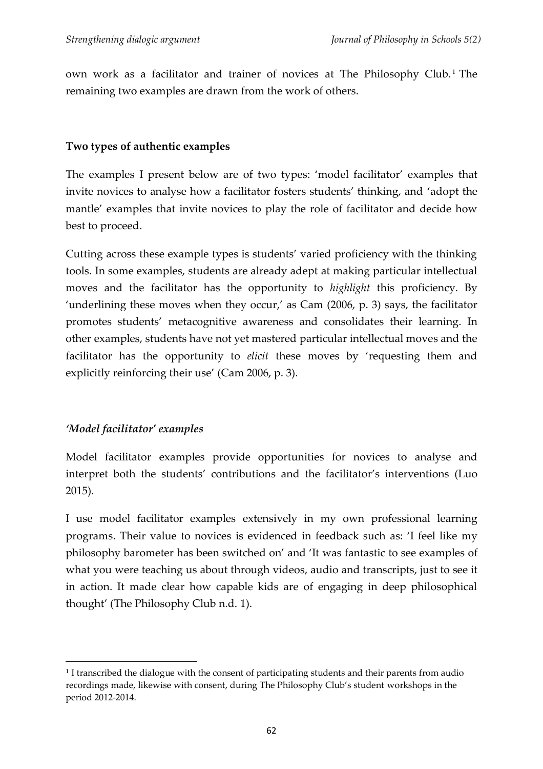own work as a facilitator and trainer of novices at The Philosophy Club.[1] The remaining two examples are drawn from the work of others.

## Two types of authentic examples

The examples I present below are of two types: 'model facilitator' examples that invite novices to analyse how a facilitator fosters students' thinking, and 'adopt the mantle' examples that invite novices to play the role of facilitator and decide how best to proceed.

Cutting across these example types is students' varied proficiency with the thinking tools. In some examples, students are already adept at making particular intellectual moves and the facilitator has the opportunity to *highlight* this proficiency. By 'underlining these moves when they occur,' as Cam (2006, p. 3) says, the facilitator promotes students' metacognitive awareness and consolidates their learning. In other examples, students have not yet mastered particular intellectual moves and the facilitator has the opportunity to *elicit* these moves by 'requesting them and explicitly reinforcing their use' (Cam 2006, p. 3).

### *'Model facilitator' examples*

Model facilitator examples provide opportunities for novices to analyse and interpret both the students' contributions and the facilitator's interventions (Luo 2015).

I use model facilitator examples extensively in my own professional learning programs. Their value to novices is evidenced in feedback such as: 'I feel like my philosophy barometer has been switched on' and 'It was fantastic to see examples of what you were teaching us about through videos, audio and transcripts, just to see it in action. It made clear how capable kids are of engaging in deep philosophical thought' (The Philosophy Club n.d. 1).

---

[1] I transcribed the dialogue with the consent of participating students and their parents from audio recordings made, likewise with consent, during The Philosophy Club's student workshops in the period 2012-2014.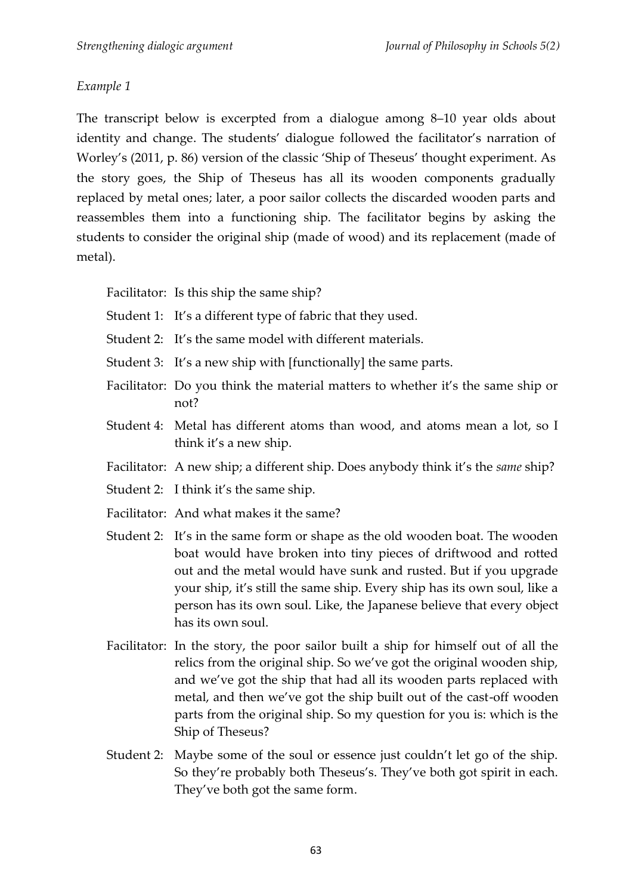*Example 1*

The transcript below is excerpted from a dialogue among 8–10 year olds about identity and change. The students' dialogue followed the facilitator's narration of Worley's (2011, p. 86) version of the classic 'Ship of Theseus' thought experiment. As the story goes, the Ship of Theseus has all its wooden components gradually replaced by metal ones; later, a poor sailor collects the discarded wooden parts and reassembles them into a functioning ship. The facilitator begins by asking the students to consider the original ship (made of wood) and its replacement (made of metal).

Facilitator: Is this ship the same ship?

Student 1: It's a different type of fabric that they used.

Student 2: It's the same model with different materials.

Student 3: It's a new ship with [functionally] the same parts.

Facilitator: Do you think the material matters to whether it's the same ship or not?

Student 4: Metal has different atoms than wood, and atoms mean a lot, so I think it's a new ship.

Facilitator: A new ship; a different ship. Does anybody think it's the *same* ship?

Student 2: I think it's the same ship.

Facilitator: And what makes it the same?

Student 2: It's in the same form or shape as the old wooden boat. The wooden boat would have broken into tiny pieces of driftwood and rotted out and the metal would have sunk and rusted. But if you upgrade your ship, it's still the same ship. Every ship has its own soul, like a person has its own soul. Like, the Japanese believe that every object has its own soul.

Facilitator: In the story, the poor sailor built a ship for himself out of all the relics from the original ship. So we've got the original wooden ship, and we've got the ship that had all its wooden parts replaced with metal, and then we've got the ship built out of the cast-off wooden parts from the original ship. So my question for you is: which is the Ship of Theseus?

Student 2: Maybe some of the soul or essence just couldn't let go of the ship. So they're probably both Theseus's. They've both got spirit in each. They've both got the same form.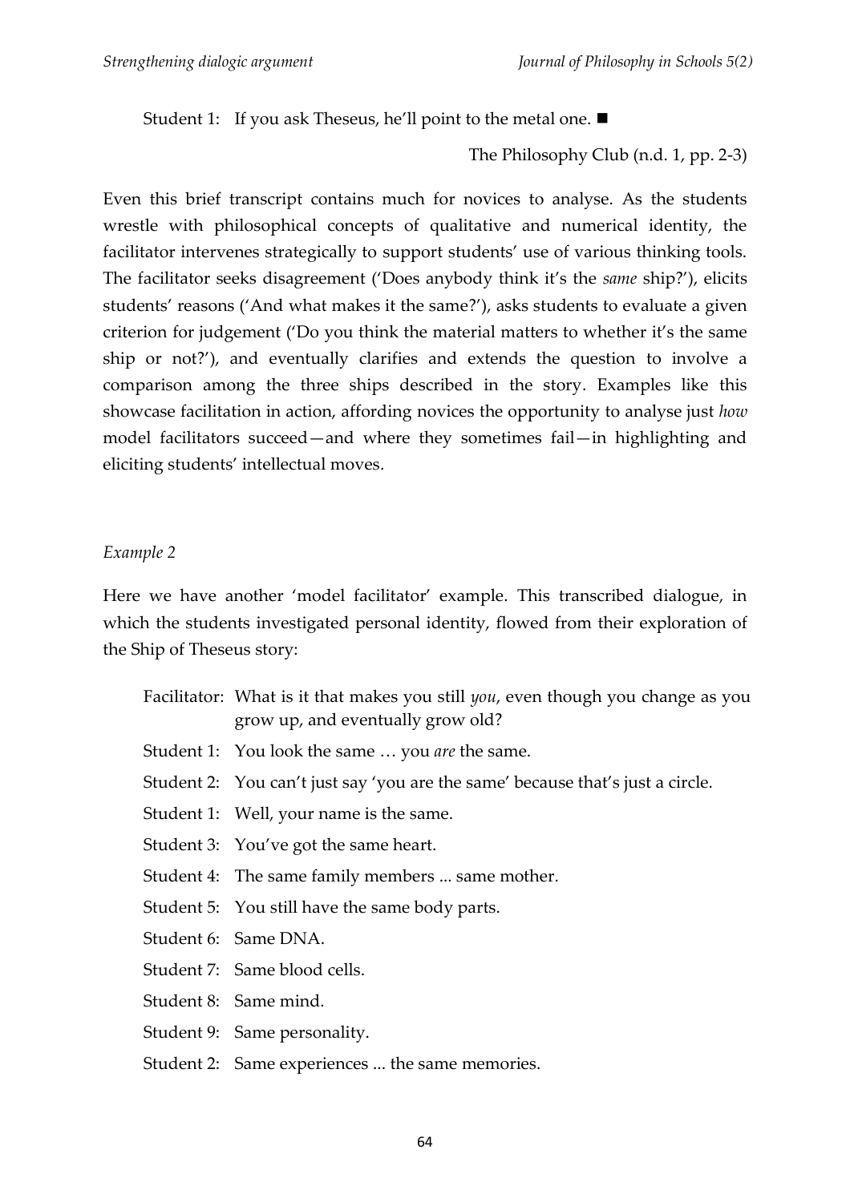Student 1: If you ask Theseus, he'll point to the metal one. ■

The Philosophy Club (n.d. 1, pp. 2-3)

Even this brief transcript contains much for novices to analyse. As the students wrestle with philosophical concepts of qualitative and numerical identity, the facilitator intervenes strategically to support students' use of various thinking tools. The facilitator seeks disagreement ('Does anybody think it's the *same* ship?'), elicits students' reasons ('And what makes it the same?'), asks students to evaluate a given criterion for judgement ('Do you think the material matters to whether it's the same ship or not?'), and eventually clarifies and extends the question to involve a comparison among the three ships described in the story. Examples like this showcase facilitation in action, affording novices the opportunity to analyse just *how* model facilitators succeed—and where they sometimes fail—in highlighting and eliciting students' intellectual moves.

*Example 2*

Here we have another 'model facilitator' example. This transcribed dialogue, in which the students investigated personal identity, flowed from their exploration of the Ship of Theseus story:

Facilitator: What is it that makes you still *you*, even though you change as you grow up, and eventually grow old?

Student 1: You look the same … you *are* the same.

Student 2: You can't just say 'you are the same' because that's just a circle.

Student 1: Well, your name is the same.

Student 3: You've got the same heart.

Student 4: The same family members ... same mother.

Student 5: You still have the same body parts.

Student 6: Same DNA.

Student 7: Same blood cells.

Student 8: Same mind.

Student 9: Same personality.

Student 2: Same experiences ... the same memories.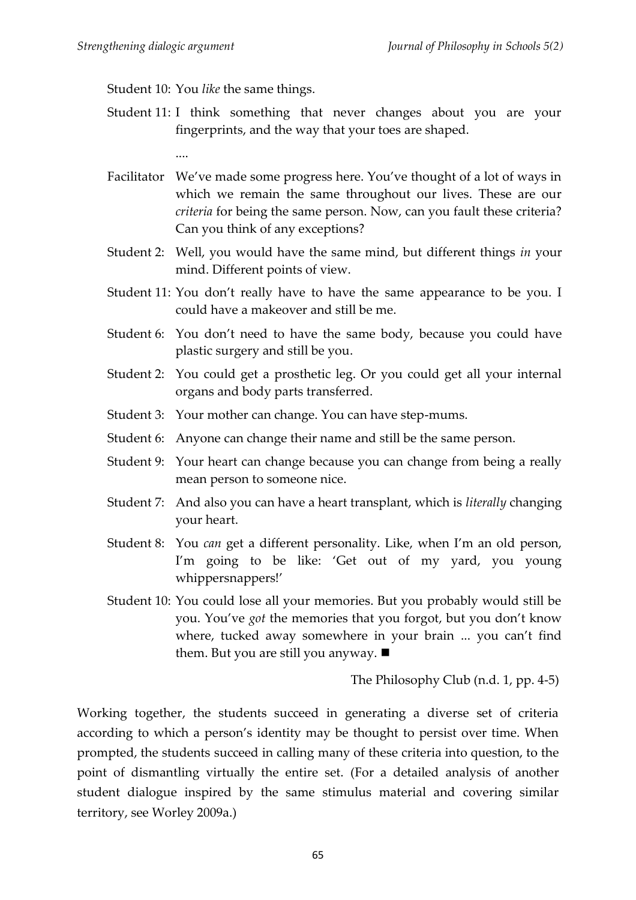Student 10: You *like* the same things.

Student 11: I think something that never changes about you are your fingerprints, and the way that your toes are shaped.

....

Facilitator We've made some progress here. You've thought of a lot of ways in which we remain the same throughout our lives. These are our *criteria* for being the same person. Now, can you fault these criteria? Can you think of any exceptions?

Student 2: Well, you would have the same mind, but different things *in* your mind. Different points of view.

Student 11: You don't really have to have the same appearance to be you. I could have a makeover and still be me.

Student 6: You don't need to have the same body, because you could have plastic surgery and still be you.

Student 2: You could get a prosthetic leg. Or you could get all your internal organs and body parts transferred.

Student 3: Your mother can change. You can have step-mums.

Student 6: Anyone can change their name and still be the same person.

Student 9: Your heart can change because you can change from being a really mean person to someone nice.

Student 7: And also you can have a heart transplant, which is *literally* changing your heart.

Student 8: You *can* get a different personality. Like, when I'm an old person, I'm going to be like: 'Get out of my yard, you young whippersnappers!'

Student 10: You could lose all your memories. But you probably would still be you. You've *got* the memories that you forgot, but you don't know where, tucked away somewhere in your brain ... you can't find them. But you are still you anyway. ■

The Philosophy Club (n.d. 1, pp. 4-5)

Working together, the students succeed in generating a diverse set of criteria according to which a person's identity may be thought to persist over time. When prompted, the students succeed in calling many of these criteria into question, to the point of dismantling virtually the entire set. (For a detailed analysis of another student dialogue inspired by the same stimulus material and covering similar territory, see Worley 2009a.)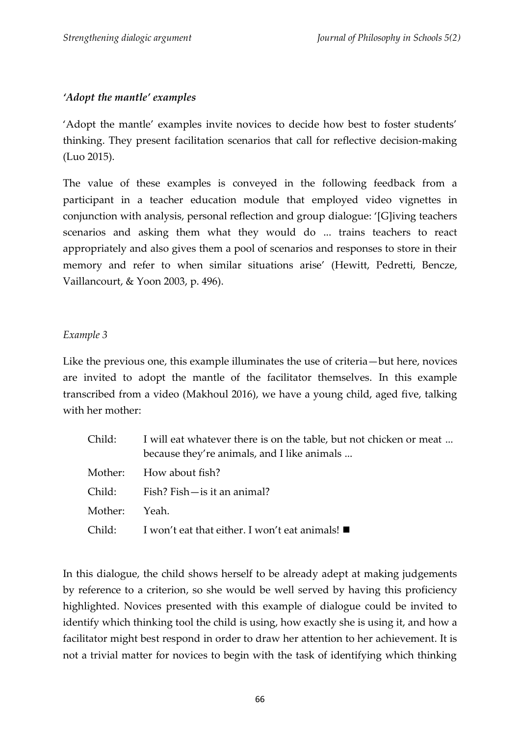### *'Adopt the mantle' examples*

'Adopt the mantle' examples invite novices to decide how best to foster students' thinking. They present facilitation scenarios that call for reflective decision-making (Luo 2015).

The value of these examples is conveyed in the following feedback from a participant in a teacher education module that employed video vignettes in conjunction with analysis, personal reflection and group dialogue: '[G]iving teachers scenarios and asking them what they would do ... trains teachers to react appropriately and also gives them a pool of scenarios and responses to store in their memory and refer to when similar situations arise' (Hewitt, Pedretti, Bencze, Vaillancourt, & Yoon 2003, p. 496).

#### *Example 3*

Like the previous one, this example illuminates the use of criteria—but here, novices are invited to adopt the mantle of the facilitator themselves. In this example transcribed from a video (Makhoul 2016), we have a young child, aged five, talking with her mother:

| | |
|---|---|
| Child: | I will eat whatever there is on the table, but not chicken or meat ... because they're animals, and I like animals ... |
| Mother: | How about fish? |
| Child: | Fish? Fish—is it an animal? |
| Mother: | Yeah. |
| Child: | I won't eat that either. I won't eat animals! ■ |

In this dialogue, the child shows herself to be already adept at making judgements by reference to a criterion, so she would be well served by having this proficiency highlighted. Novices presented with this example of dialogue could be invited to identify which thinking tool the child is using, how exactly she is using it, and how a facilitator might best respond in order to draw her attention to her achievement. It is not a trivial matter for novices to begin with the task of identifying which thinking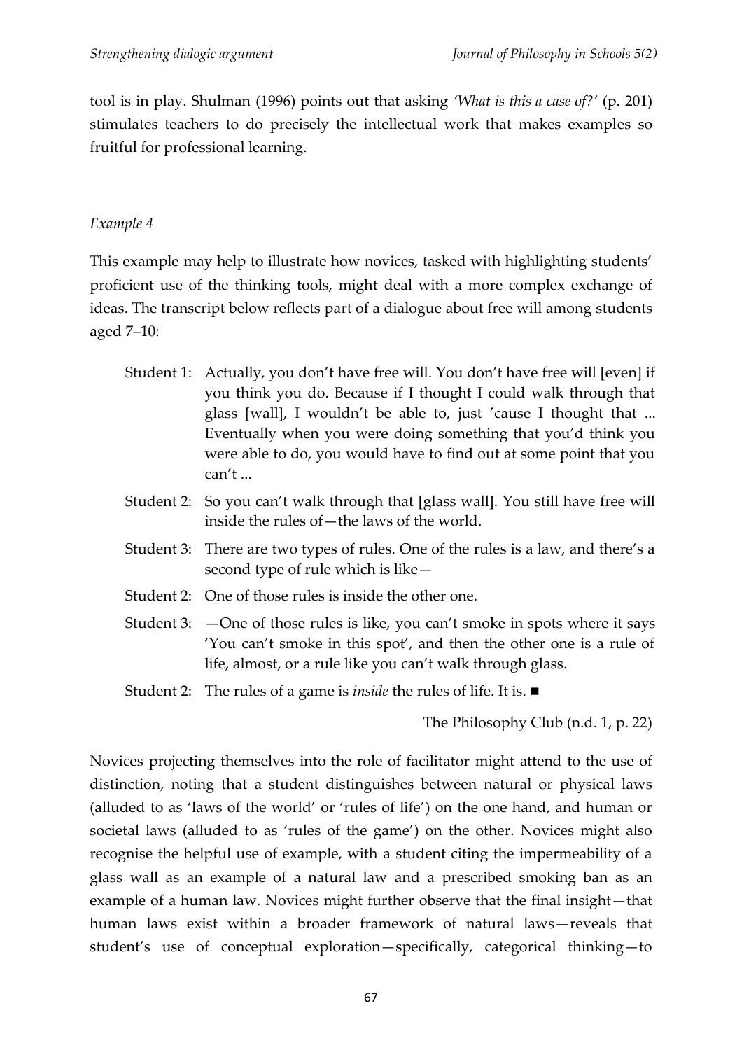tool is in play. Shulman (1996) points out that asking *'What is this a case of?'* (p. 201) stimulates teachers to do precisely the intellectual work that makes examples so fruitful for professional learning.

*Example 4*

This example may help to illustrate how novices, tasked with highlighting students' proficient use of the thinking tools, might deal with a more complex exchange of ideas. The transcript below reflects part of a dialogue about free will among students aged 7–10:

> Student 1: Actually, you don't have free will. You don't have free will [even] if you think you do. Because if I thought I could walk through that glass [wall], I wouldn't be able to, just 'cause I thought that ... Eventually when you were doing something that you'd think you were able to do, you would have to find out at some point that you can't ...
>
> Student 2: So you can't walk through that [glass wall]. You still have free will inside the rules of—the laws of the world.
>
> Student 3: There are two types of rules. One of the rules is a law, and there's a second type of rule which is like—
>
> Student 2: One of those rules is inside the other one.
>
> Student 3: —One of those rules is like, you can't smoke in spots where it says 'You can't smoke in this spot', and then the other one is a rule of life, almost, or a rule like you can't walk through glass.
>
> Student 2: The rules of a game is *inside* the rules of life. It is. ■
>
> The Philosophy Club (n.d. 1, p. 22)

Novices projecting themselves into the role of facilitator might attend to the use of distinction, noting that a student distinguishes between natural or physical laws (alluded to as 'laws of the world' or 'rules of life') on the one hand, and human or societal laws (alluded to as 'rules of the game') on the other. Novices might also recognise the helpful use of example, with a student citing the impermeability of a glass wall as an example of a natural law and a prescribed smoking ban as an example of a human law. Novices might further observe that the final insight—that human laws exist within a broader framework of natural laws—reveals that student's use of conceptual exploration—specifically, categorical thinking—to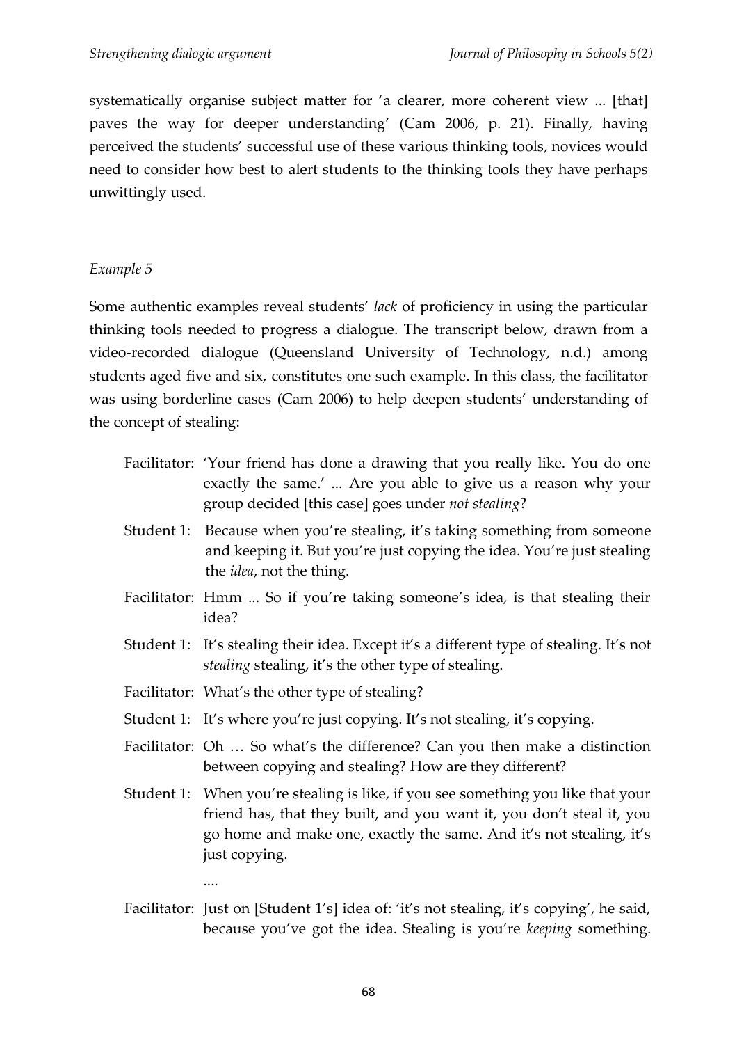systematically organise subject matter for 'a clearer, more coherent view ... [that] paves the way for deeper understanding' (Cam 2006, p. 21). Finally, having perceived the students' successful use of these various thinking tools, novices would need to consider how best to alert students to the thinking tools they have perhaps unwittingly used.

*Example 5*

Some authentic examples reveal students' *lack* of proficiency in using the particular thinking tools needed to progress a dialogue. The transcript below, drawn from a video-recorded dialogue (Queensland University of Technology, n.d.) among students aged five and six, constitutes one such example. In this class, the facilitator was using borderline cases (Cam 2006) to help deepen students' understanding of the concept of stealing:

> Facilitator: 'Your friend has done a drawing that you really like. You do one exactly the same.' ... Are you able to give us a reason why your group decided [this case] goes under *not stealing*?
>
> Student 1: Because when you're stealing, it's taking something from someone and keeping it. But you're just copying the idea. You're just stealing the *idea*, not the thing.
>
> Facilitator: Hmm ... So if you're taking someone's idea, is that stealing their idea?
>
> Student 1: It's stealing their idea. Except it's a different type of stealing. It's not *stealing* stealing, it's the other type of stealing.
>
> Facilitator: What's the other type of stealing?
>
> Student 1: It's where you're just copying. It's not stealing, it's copying.
>
> Facilitator: Oh … So what's the difference? Can you then make a distinction between copying and stealing? How are they different?
>
> Student 1: When you're stealing is like, if you see something you like that your friend has, that they built, and you want it, you don't steal it, you go home and make one, exactly the same. And it's not stealing, it's just copying.
>
> ....
>
> Facilitator: Just on [Student 1's] idea of: 'it's not stealing, it's copying', he said, because you've got the idea. Stealing is you're *keeping* something.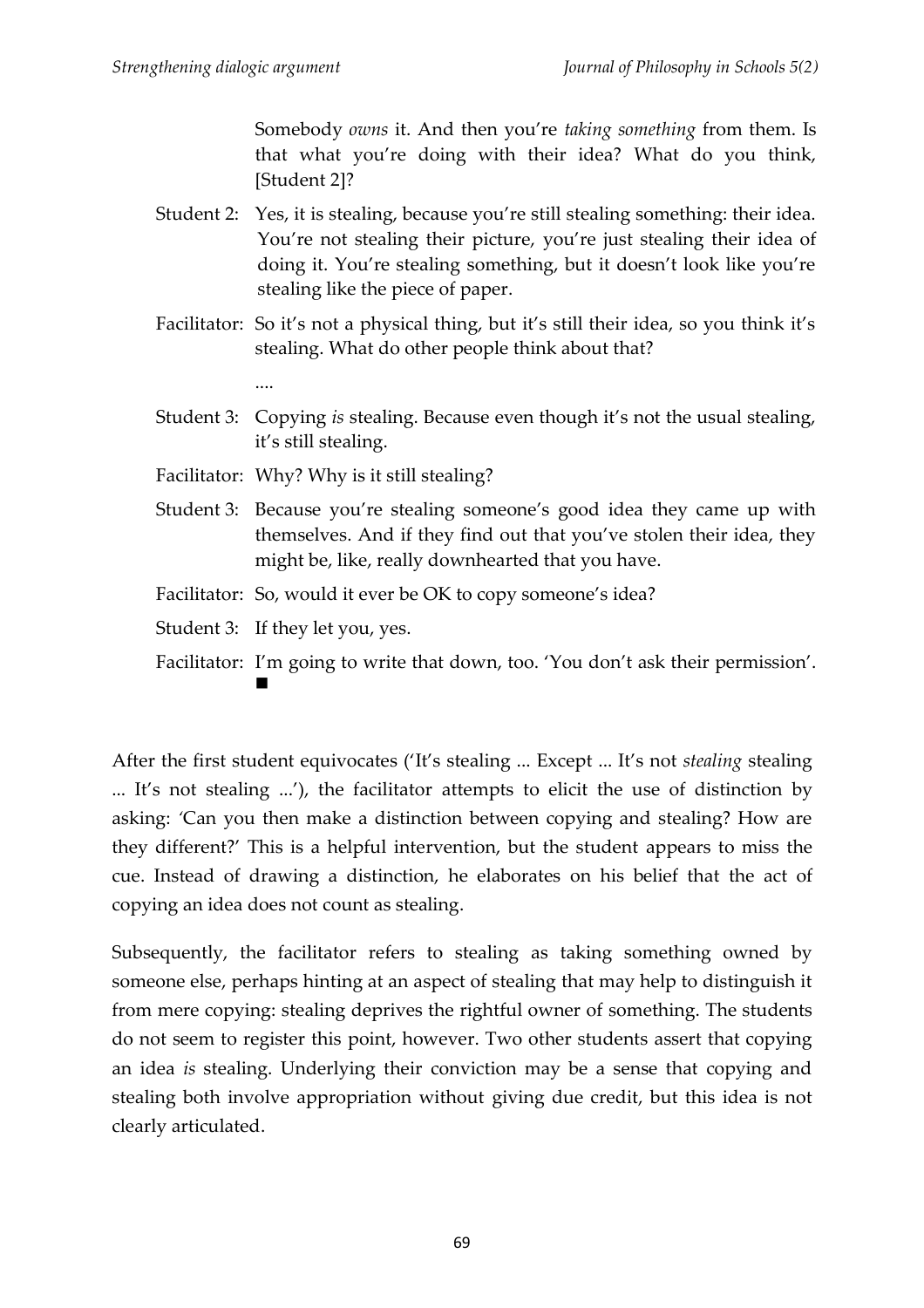Somebody *owns* it. And then you're *taking something* from them. Is that what you're doing with their idea? What do you think, [Student 2]?

Student 2: Yes, it is stealing, because you're still stealing something: their idea. You're not stealing their picture, you're just stealing their idea of doing it. You're stealing something, but it doesn't look like you're stealing like the piece of paper.

Facilitator: So it's not a physical thing, but it's still their idea, so you think it's stealing. What do other people think about that?

....

Student 3: Copying *is* stealing. Because even though it's not the usual stealing, it's still stealing.

Facilitator: Why? Why is it still stealing?

Student 3: Because you're stealing someone's good idea they came up with themselves. And if they find out that you've stolen their idea, they might be, like, really downhearted that you have.

Facilitator: So, would it ever be OK to copy someone's idea?

Student 3: If they let you, yes.

Facilitator: I'm going to write that down, too. 'You don't ask their permission'. ■

After the first student equivocates ('It's stealing ... Except ... It's not *stealing* stealing ... It's not stealing ...'), the facilitator attempts to elicit the use of distinction by asking: 'Can you then make a distinction between copying and stealing? How are they different?' This is a helpful intervention, but the student appears to miss the cue. Instead of drawing a distinction, he elaborates on his belief that the act of copying an idea does not count as stealing.

Subsequently, the facilitator refers to stealing as taking something owned by someone else, perhaps hinting at an aspect of stealing that may help to distinguish it from mere copying: stealing deprives the rightful owner of something. The students do not seem to register this point, however. Two other students assert that copying an idea *is* stealing. Underlying their conviction may be a sense that copying and stealing both involve appropriation without giving due credit, but this idea is not clearly articulated.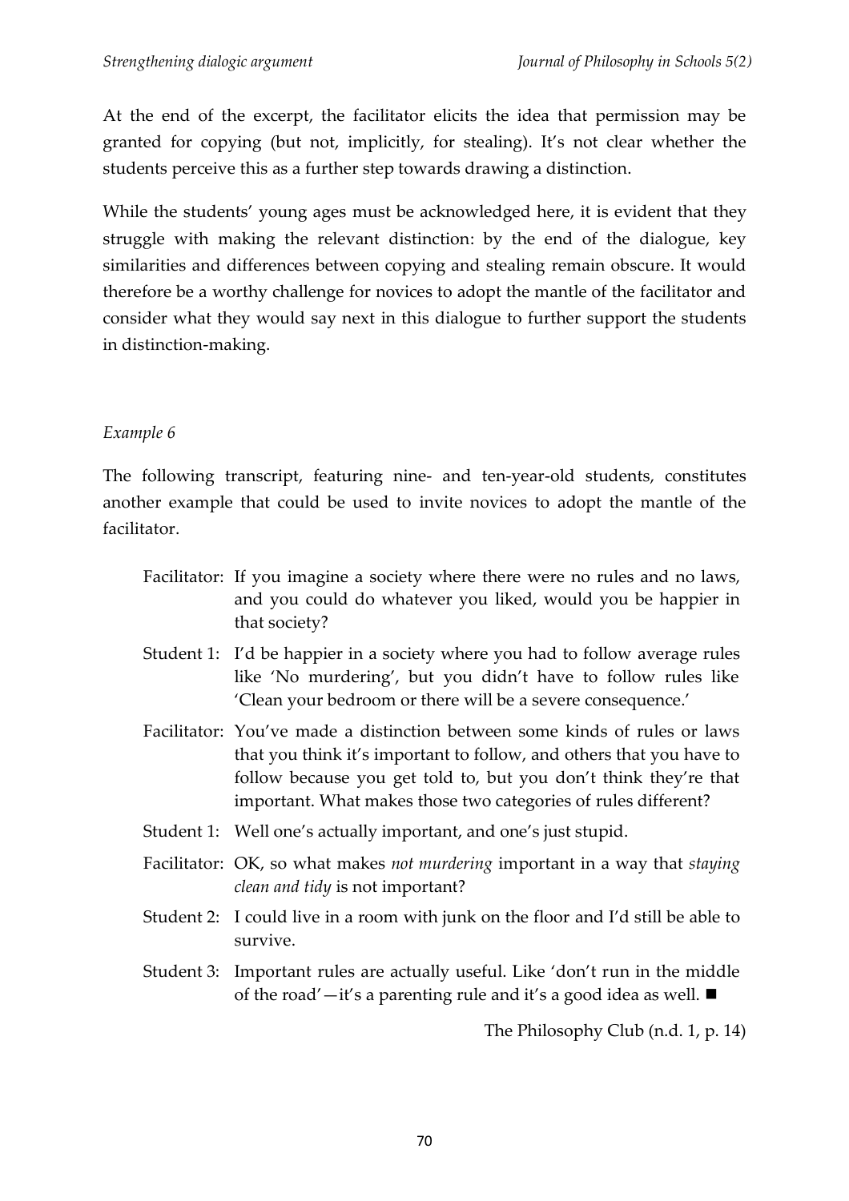At the end of the excerpt, the facilitator elicits the idea that permission may be granted for copying (but not, implicitly, for stealing). It's not clear whether the students perceive this as a further step towards drawing a distinction.

While the students' young ages must be acknowledged here, it is evident that they struggle with making the relevant distinction: by the end of the dialogue, key similarities and differences between copying and stealing remain obscure. It would therefore be a worthy challenge for novices to adopt the mantle of the facilitator and consider what they would say next in this dialogue to further support the students in distinction-making.

*Example 6*

The following transcript, featuring nine- and ten-year-old students, constitutes another example that could be used to invite novices to adopt the mantle of the facilitator.

> Facilitator: If you imagine a society where there were no rules and no laws, and you could do whatever you liked, would you be happier in that society?
>
> Student 1: I'd be happier in a society where you had to follow average rules like 'No murdering', but you didn't have to follow rules like 'Clean your bedroom or there will be a severe consequence.'
>
> Facilitator: You've made a distinction between some kinds of rules or laws that you think it's important to follow, and others that you have to follow because you get told to, but you don't think they're that important. What makes those two categories of rules different?
>
> Student 1: Well one's actually important, and one's just stupid.
>
> Facilitator: OK, so what makes *not murdering* important in a way that *staying clean and tidy* is not important?
>
> Student 2: I could live in a room with junk on the floor and I'd still be able to survive.
>
> Student 3: Important rules are actually useful. Like 'don't run in the middle of the road'—it's a parenting rule and it's a good idea as well. ■

The Philosophy Club (n.d. 1, p. 14)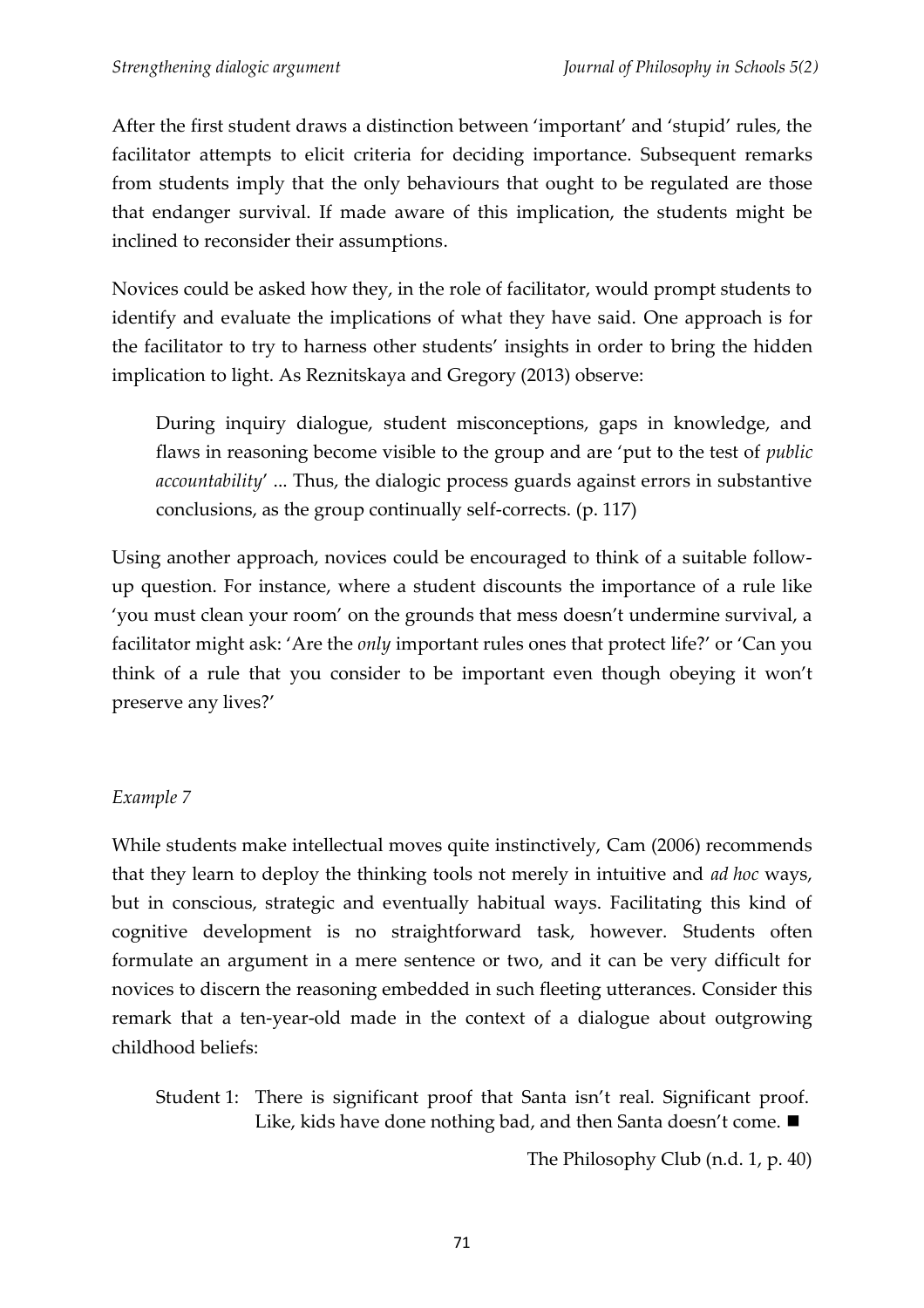After the first student draws a distinction between 'important' and 'stupid' rules, the facilitator attempts to elicit criteria for deciding importance. Subsequent remarks from students imply that the only behaviours that ought to be regulated are those that endanger survival. If made aware of this implication, the students might be inclined to reconsider their assumptions.

Novices could be asked how they, in the role of facilitator, would prompt students to identify and evaluate the implications of what they have said. One approach is for the facilitator to try to harness other students' insights in order to bring the hidden implication to light. As Reznitskaya and Gregory (2013) observe:

> During inquiry dialogue, student misconceptions, gaps in knowledge, and flaws in reasoning become visible to the group and are 'put to the test of *public accountability*' ... Thus, the dialogic process guards against errors in substantive conclusions, as the group continually self-corrects. (p. 117)

Using another approach, novices could be encouraged to think of a suitable follow-up question. For instance, where a student discounts the importance of a rule like 'you must clean your room' on the grounds that mess doesn't undermine survival, a facilitator might ask: 'Are the *only* important rules ones that protect life?' or 'Can you think of a rule that you consider to be important even though obeying it won't preserve any lives?'

*Example 7*

While students make intellectual moves quite instinctively, Cam (2006) recommends that they learn to deploy the thinking tools not merely in intuitive and *ad hoc* ways, but in conscious, strategic and eventually habitual ways. Facilitating this kind of cognitive development is no straightforward task, however. Students often formulate an argument in a mere sentence or two, and it can be very difficult for novices to discern the reasoning embedded in such fleeting utterances. Consider this remark that a ten-year-old made in the context of a dialogue about outgrowing childhood beliefs:

> Student 1: There is significant proof that Santa isn't real. Significant proof. Like, kids have done nothing bad, and then Santa doesn't come. ■
>
> The Philosophy Club (n.d. 1, p. 40)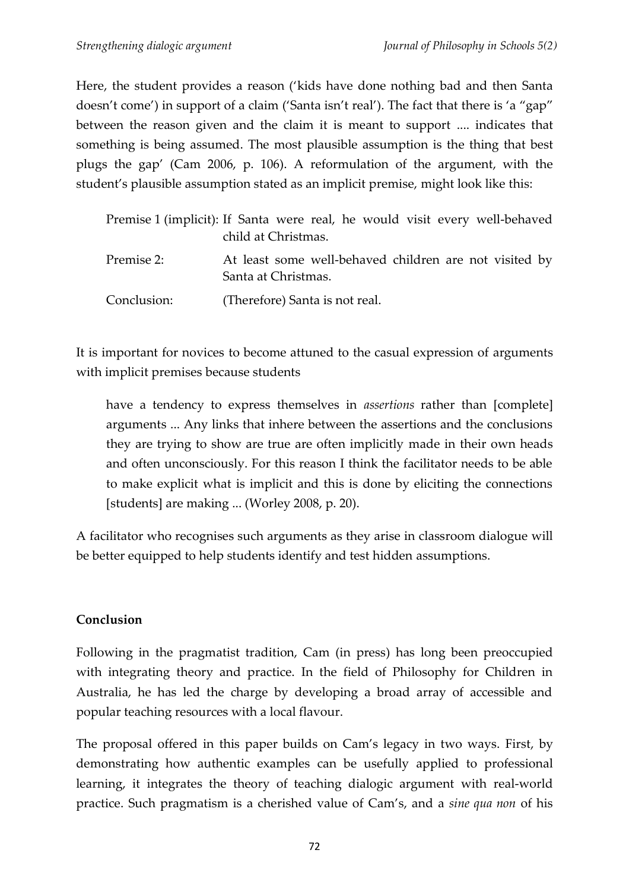Here, the student provides a reason ('kids have done nothing bad and then Santa doesn't come') in support of a claim ('Santa isn't real'). The fact that there is 'a "gap" between the reason given and the claim it is meant to support .... indicates that something is being assumed. The most plausible assumption is the thing that best plugs the gap' (Cam 2006, p. 106). A reformulation of the argument, with the student's plausible assumption stated as an implicit premise, might look like this:

| | |
|---|---|
| Premise 1 (implicit): | If Santa were real, he would visit every well-behaved child at Christmas. |
| Premise 2: | At least some well-behaved children are not visited by Santa at Christmas. |
| Conclusion: | (Therefore) Santa is not real. |

It is important for novices to become attuned to the casual expression of arguments with implicit premises because students

> have a tendency to express themselves in *assertions* rather than [complete] arguments ... Any links that inhere between the assertions and the conclusions they are trying to show are true are often implicitly made in their own heads and often unconsciously. For this reason I think the facilitator needs to be able to make explicit what is implicit and this is done by eliciting the connections [students] are making ... (Worley 2008, p. 20).

A facilitator who recognises such arguments as they arise in classroom dialogue will be better equipped to help students identify and test hidden assumptions.

## Conclusion

Following in the pragmatist tradition, Cam (in press) has long been preoccupied with integrating theory and practice. In the field of Philosophy for Children in Australia, he has led the charge by developing a broad array of accessible and popular teaching resources with a local flavour.

The proposal offered in this paper builds on Cam's legacy in two ways. First, by demonstrating how authentic examples can be usefully applied to professional learning, it integrates the theory of teaching dialogic argument with real-world practice. Such pragmatism is a cherished value of Cam's, and a *sine qua non* of his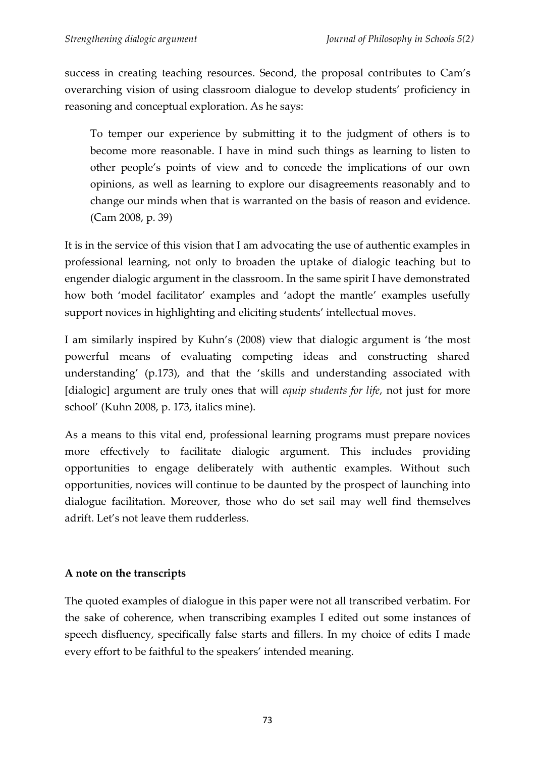success in creating teaching resources. Second, the proposal contributes to Cam's overarching vision of using classroom dialogue to develop students' proficiency in reasoning and conceptual exploration. As he says:

> To temper our experience by submitting it to the judgment of others is to become more reasonable. I have in mind such things as learning to listen to other people's points of view and to concede the implications of our own opinions, as well as learning to explore our disagreements reasonably and to change our minds when that is warranted on the basis of reason and evidence. (Cam 2008, p. 39)

It is in the service of this vision that I am advocating the use of authentic examples in professional learning, not only to broaden the uptake of dialogic teaching but to engender dialogic argument in the classroom. In the same spirit I have demonstrated how both 'model facilitator' examples and 'adopt the mantle' examples usefully support novices in highlighting and eliciting students' intellectual moves.

I am similarly inspired by Kuhn's (2008) view that dialogic argument is 'the most powerful means of evaluating competing ideas and constructing shared understanding' (p.173), and that the 'skills and understanding associated with [dialogic] argument are truly ones that will *equip students for life*, not just for more school' (Kuhn 2008, p. 173, italics mine).

As a means to this vital end, professional learning programs must prepare novices more effectively to facilitate dialogic argument. This includes providing opportunities to engage deliberately with authentic examples. Without such opportunities, novices will continue to be daunted by the prospect of launching into dialogue facilitation. Moreover, those who do set sail may well find themselves adrift. Let's not leave them rudderless.

**A note on the transcripts**

The quoted examples of dialogue in this paper were not all transcribed verbatim. For the sake of coherence, when transcribing examples I edited out some instances of speech disfluency, specifically false starts and fillers. In my choice of edits I made every effort to be faithful to the speakers' intended meaning.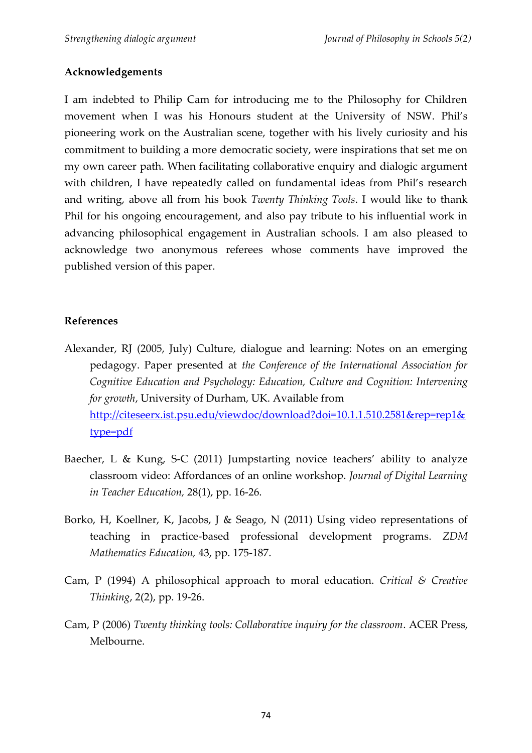## Acknowledgements

I am indebted to Philip Cam for introducing me to the Philosophy for Children movement when I was his Honours student at the University of NSW. Phil's pioneering work on the Australian scene, together with his lively curiosity and his commitment to building a more democratic society, were inspirations that set me on my own career path. When facilitating collaborative enquiry and dialogic argument with children, I have repeatedly called on fundamental ideas from Phil's research and writing, above all from his book *Twenty Thinking Tools*. I would like to thank Phil for his ongoing encouragement, and also pay tribute to his influential work in advancing philosophical engagement in Australian schools. I am also pleased to acknowledge two anonymous referees whose comments have improved the published version of this paper.

## References

Alexander, RJ (2005, July) Culture, dialogue and learning: Notes on an emerging pedagogy. Paper presented at *the Conference of the International Association for Cognitive Education and Psychology: Education, Culture and Cognition: Intervening for growth*, University of Durham, UK. Available from [http://citeseerx.ist.psu.edu/viewdoc/download?doi=10.1.1.510.2581&rep=rep1&type=pdf](http://citeseerx.ist.psu.edu/viewdoc/download?doi=10.1.1.510.2581&rep=rep1&type=pdf)

Baecher, L & Kung, S-C (2011) Jumpstarting novice teachers' ability to analyze classroom video: Affordances of an online workshop. *Journal of Digital Learning in Teacher Education*, 28(1), pp. 16-26.

Borko, H, Koellner, K, Jacobs, J & Seago, N (2011) Using video representations of teaching in practice-based professional development programs. *ZDM Mathematics Education*, 43, pp. 175-187.

Cam, P (1994) A philosophical approach to moral education. *Critical & Creative Thinking*, 2(2), pp. 19-26.

Cam, P (2006) *Twenty thinking tools: Collaborative inquiry for the classroom*. ACER Press, Melbourne.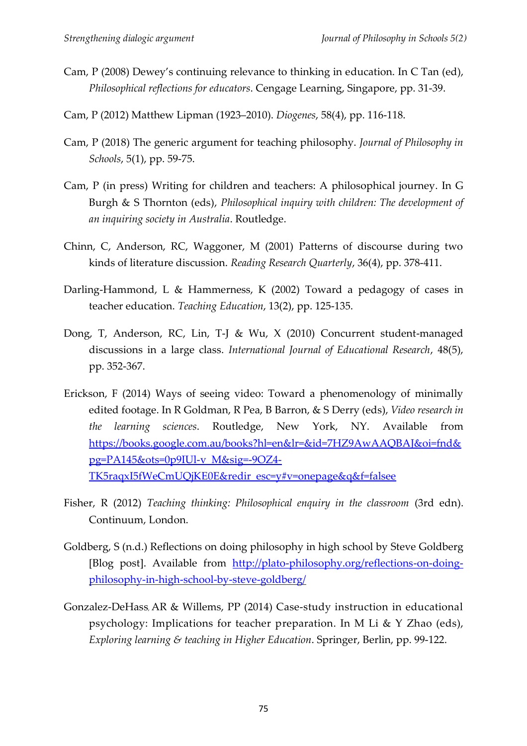Cam, P (2008) Dewey's continuing relevance to thinking in education. In C Tan (ed), *Philosophical reflections for educators*. Cengage Learning, Singapore, pp. 31-39.

Cam, P (2012) Matthew Lipman (1923–2010). *Diogenes*, 58(4), pp. 116-118.

Cam, P (2018) The generic argument for teaching philosophy. *Journal of Philosophy in Schools*, 5(1), pp. 59-75.

Cam, P (in press) Writing for children and teachers: A philosophical journey. In G Burgh & S Thornton (eds), *Philosophical inquiry with children: The development of an inquiring society in Australia*. Routledge.

Chinn, C, Anderson, RC, Waggoner, M (2001) Patterns of discourse during two kinds of literature discussion. *Reading Research Quarterly*, 36(4), pp. 378-411.

Darling-Hammond, L & Hammerness, K (2002) Toward a pedagogy of cases in teacher education. *Teaching Education*, 13(2), pp. 125-135.

Dong, T, Anderson, RC, Lin, T-J & Wu, X (2010) Concurrent student-managed discussions in a large class. *International Journal of Educational Research*, 48(5), pp. 352-367.

Erickson, F (2014) Ways of seeing video: Toward a phenomenology of minimally edited footage. In R Goldman, R Pea, B Barron, & S Derry (eds), *Video research in the learning sciences*. Routledge, New York, NY. Available from https://books.google.com.au/books?hl=en&lr=&id=7HZ9AwAAQBAJ&oi=fnd&pg=PA145&ots=0p9IUl-v_M&sig=-9OZ4-TK5raqxI5fWeCmUQjKE0E&redir_esc=y#v=onepage&q&f=falsee

Fisher, R (2012) *Teaching thinking: Philosophical enquiry in the classroom* (3rd edn). Continuum, London.

Goldberg, S (n.d.) Reflections on doing philosophy in high school by Steve Goldberg [Blog post]. Available from http://plato-philosophy.org/reflections-on-doing-philosophy-in-high-school-by-steve-goldberg/

Gonzalez-DeHass, AR & Willems, PP (2014) Case-study instruction in educational psychology: Implications for teacher preparation. In M Li & Y Zhao (eds), *Exploring learning & teaching in Higher Education*. Springer, Berlin, pp. 99-122.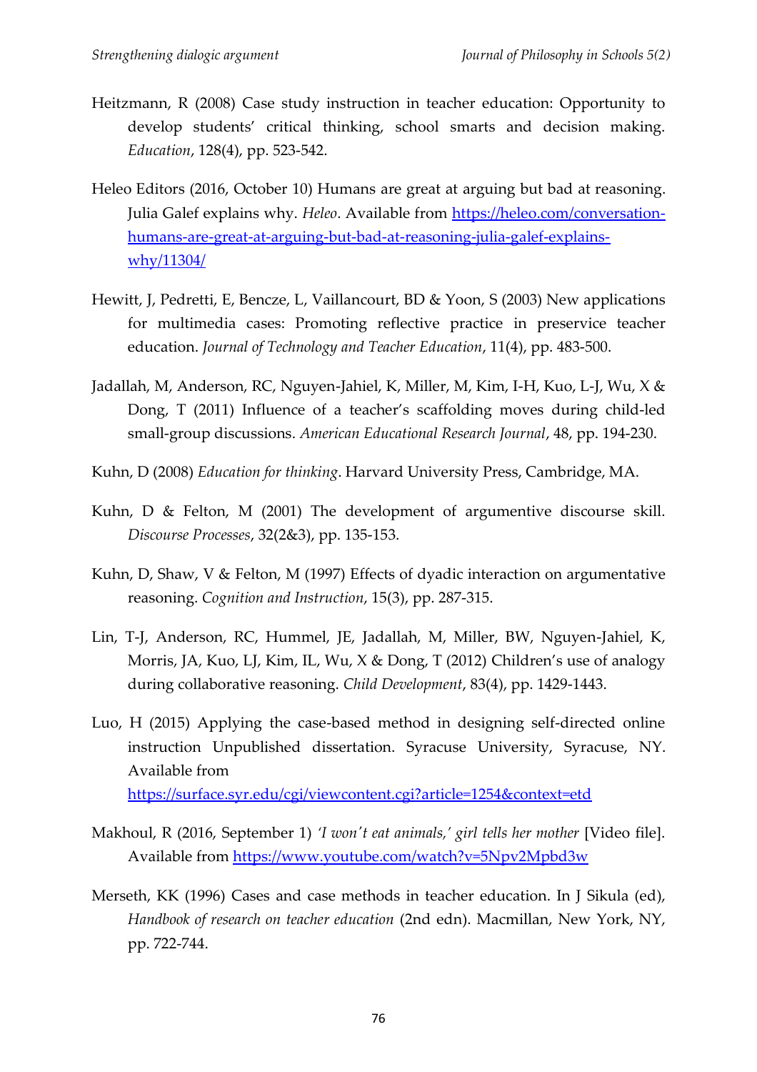Heitzmann, R (2008) Case study instruction in teacher education: Opportunity to develop students' critical thinking, school smarts and decision making. *Education*, 128(4), pp. 523-542.

Heleo Editors (2016, October 10) Humans are great at arguing but bad at reasoning. Julia Galef explains why. *Heleo*. Available from https://heleo.com/conversation-humans-are-great-at-arguing-but-bad-at-reasoning-julia-galef-explains-why/11304/

Hewitt, J, Pedretti, E, Bencze, L, Vaillancourt, BD & Yoon, S (2003) New applications for multimedia cases: Promoting reflective practice in preservice teacher education. *Journal of Technology and Teacher Education*, 11(4), pp. 483-500.

Jadallah, M, Anderson, RC, Nguyen-Jahiel, K, Miller, M, Kim, I-H, Kuo, L-J, Wu, X & Dong, T (2011) Influence of a teacher's scaffolding moves during child-led small-group discussions. *American Educational Research Journal*, 48, pp. 194-230.

Kuhn, D (2008) *Education for thinking*. Harvard University Press, Cambridge, MA.

Kuhn, D & Felton, M (2001) The development of argumentive discourse skill. *Discourse Processes*, 32(2&3), pp. 135-153.

Kuhn, D, Shaw, V & Felton, M (1997) Effects of dyadic interaction on argumentative reasoning. *Cognition and Instruction*, 15(3), pp. 287-315.

Lin, T-J, Anderson, RC, Hummel, JE, Jadallah, M, Miller, BW, Nguyen-Jahiel, K, Morris, JA, Kuo, LJ, Kim, IL, Wu, X & Dong, T (2012) Children's use of analogy during collaborative reasoning. *Child Development*, 83(4), pp. 1429-1443.

Luo, H (2015) Applying the case-based method in designing self-directed online instruction Unpublished dissertation. Syracuse University, Syracuse, NY. Available from https://surface.syr.edu/cgi/viewcontent.cgi?article=1254&context=etd

Makhoul, R (2016, September 1) *'I won't eat animals,' girl tells her mother* [Video file]. Available from https://www.youtube.com/watch?v=5Npv2Mpbd3w

Merseth, KK (1996) Cases and case methods in teacher education. In J Sikula (ed), *Handbook of research on teacher education* (2nd edn). Macmillan, New York, NY, pp. 722-744.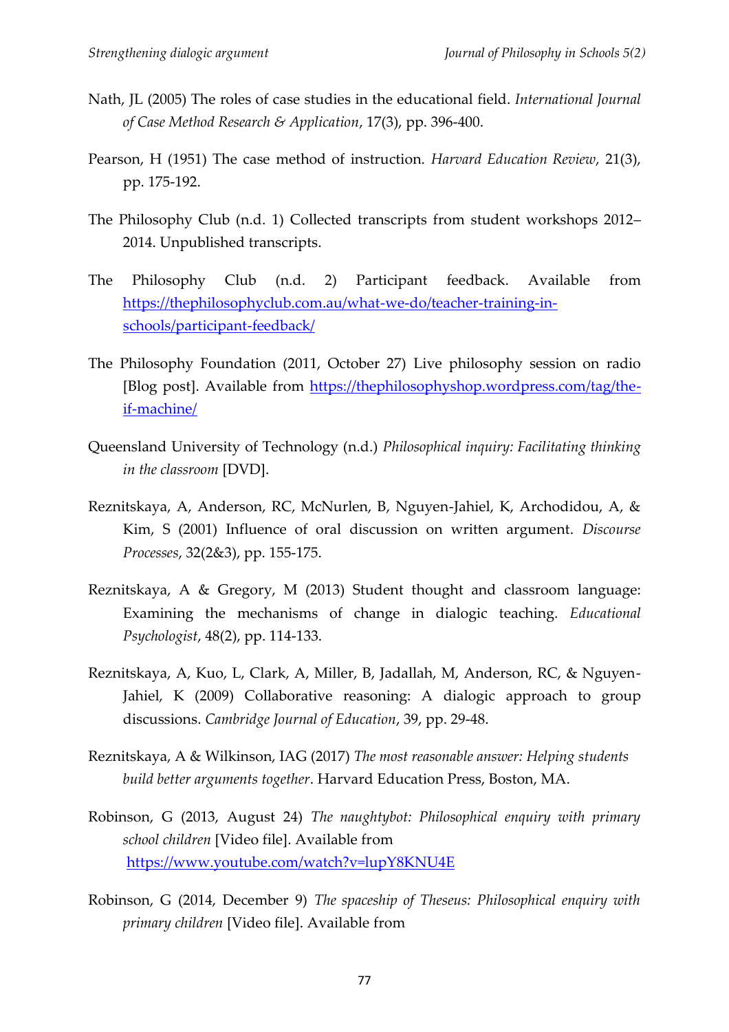Nath, JL (2005) The roles of case studies in the educational field. *International Journal of Case Method Research & Application*, 17(3), pp. 396-400.

Pearson, H (1951) The case method of instruction. *Harvard Education Review*, 21(3), pp. 175-192.

The Philosophy Club (n.d. 1) Collected transcripts from student workshops 2012–2014. Unpublished transcripts.

The Philosophy Club (n.d. 2) Participant feedback. Available from https://thephilosophyclub.com.au/what-we-do/teacher-training-in-schools/participant-feedback/

The Philosophy Foundation (2011, October 27) Live philosophy session on radio [Blog post]. Available from https://thephilosophyshop.wordpress.com/tag/the-if-machine/

Queensland University of Technology (n.d.) *Philosophical inquiry: Facilitating thinking in the classroom* [DVD].

Reznitskaya, A, Anderson, RC, McNurlen, B, Nguyen-Jahiel, K, Archodidou, A, & Kim, S (2001) Influence of oral discussion on written argument. *Discourse Processes*, 32(2&3), pp. 155-175.

Reznitskaya, A & Gregory, M (2013) Student thought and classroom language: Examining the mechanisms of change in dialogic teaching. *Educational Psychologist*, 48(2), pp. 114-133.

Reznitskaya, A, Kuo, L, Clark, A, Miller, B, Jadallah, M, Anderson, RC, & Nguyen-Jahiel, K (2009) Collaborative reasoning: A dialogic approach to group discussions. *Cambridge Journal of Education*, 39, pp. 29-48.

Reznitskaya, A & Wilkinson, IAG (2017) *The most reasonable answer: Helping students build better arguments together*. Harvard Education Press, Boston, MA.

Robinson, G (2013, August 24) *The naughtybot: Philosophical enquiry with primary school children* [Video file]. Available from https://www.youtube.com/watch?v=lupY8KNU4E

Robinson, G (2014, December 9) *The spaceship of Theseus: Philosophical enquiry with primary children* [Video file]. Available from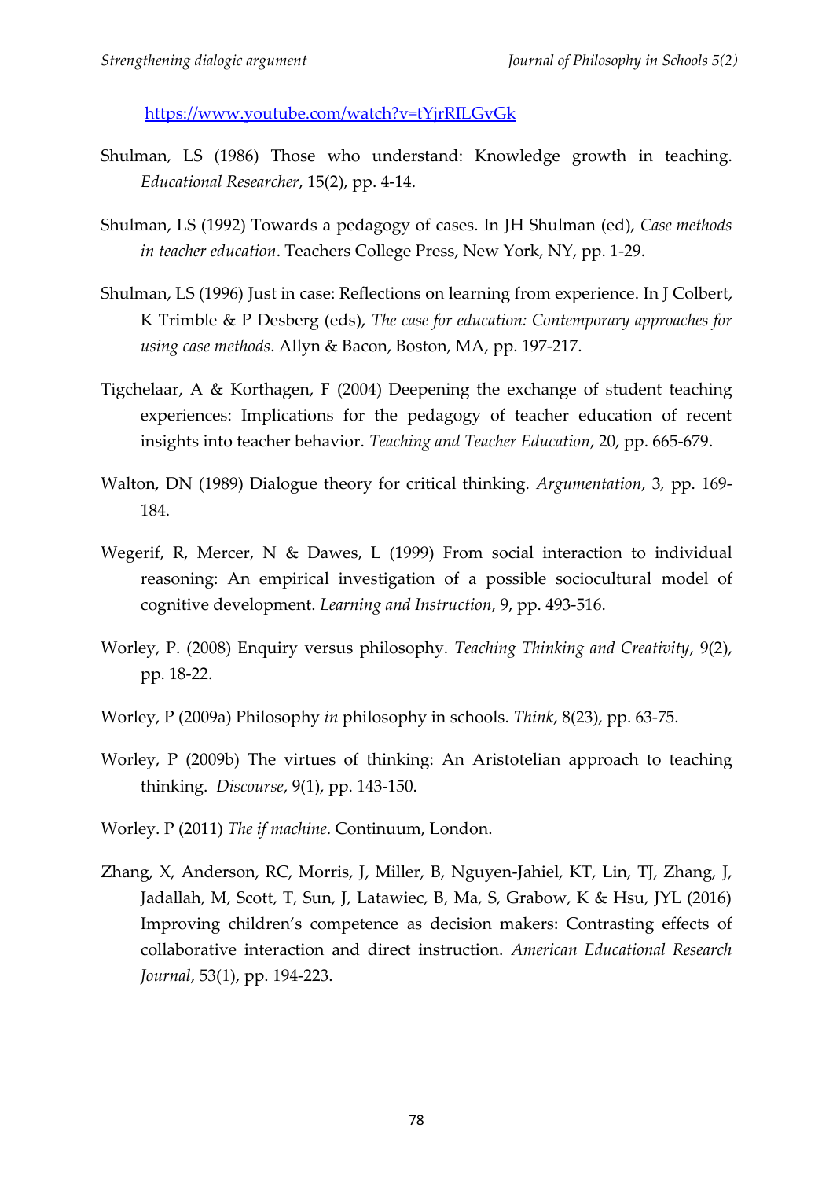https://www.youtube.com/watch?v=tYjrRILGvGk

Shulman, LS (1986) Those who understand: Knowledge growth in teaching. *Educational Researcher*, 15(2), pp. 4-14.

Shulman, LS (1992) Towards a pedagogy of cases. In JH Shulman (ed), *Case methods in teacher education*. Teachers College Press, New York, NY, pp. 1-29.

Shulman, LS (1996) Just in case: Reflections on learning from experience. In J Colbert, K Trimble & P Desberg (eds), *The case for education: Contemporary approaches for using case methods*. Allyn & Bacon, Boston, MA, pp. 197-217.

Tigchelaar, A & Korthagen, F (2004) Deepening the exchange of student teaching experiences: Implications for the pedagogy of teacher education of recent insights into teacher behavior. *Teaching and Teacher Education*, 20, pp. 665-679.

Walton, DN (1989) Dialogue theory for critical thinking. *Argumentation*, 3, pp. 169-184.

Wegerif, R, Mercer, N & Dawes, L (1999) From social interaction to individual reasoning: An empirical investigation of a possible sociocultural model of cognitive development. *Learning and Instruction*, 9, pp. 493-516.

Worley, P. (2008) Enquiry versus philosophy. *Teaching Thinking and Creativity*, 9(2), pp. 18-22.

Worley, P (2009a) Philosophy *in* philosophy in schools. *Think*, 8(23), pp. 63-75.

Worley, P (2009b) The virtues of thinking: An Aristotelian approach to teaching thinking. *Discourse*, 9(1), pp. 143-150.

Worley. P (2011) *The if machine*. Continuum, London.

Zhang, X, Anderson, RC, Morris, J, Miller, B, Nguyen-Jahiel, KT, Lin, TJ, Zhang, J, Jadallah, M, Scott, T, Sun, J, Latawiec, B, Ma, S, Grabow, K & Hsu, JYL (2016) Improving children's competence as decision makers: Contrasting effects of collaborative interaction and direct instruction. *American Educational Research Journal*, 53(1), pp. 194-223.